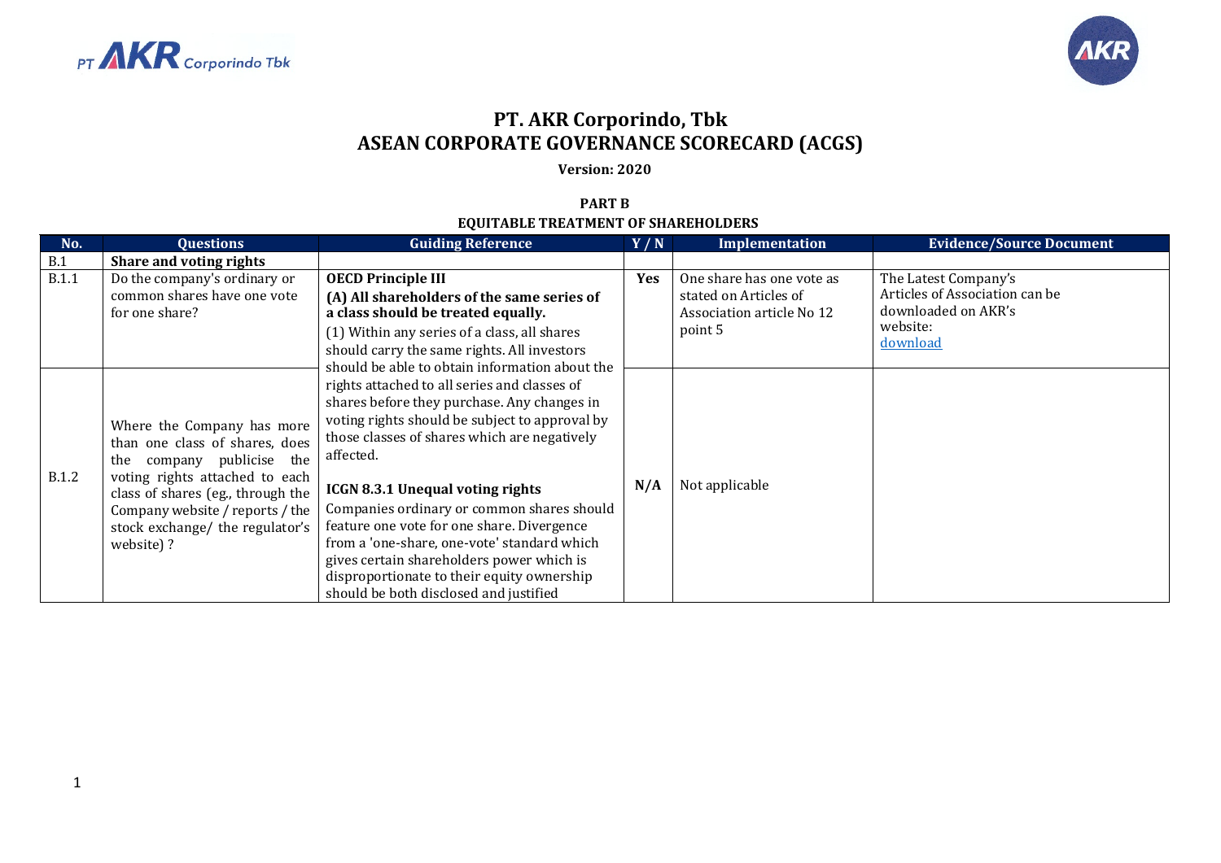# PT. AKR Corporindo, Tbk
# ASEAN CORPORATE GOVERNANCE SCORECARD (ACGS)

**Version: 2020**

## PART B
## EQUITABLE TREATMENT OF SHAREHOLDERS

| No. | Questions | Guiding Reference | Y / N | Implementation | Evidence/Source Document |
|---|---|---|---|---|---|
| B.1 | **Share and voting rights** | | | | |
| B.1.1 | Do the company's ordinary or common shares have one vote for one share? | **OECD Principle III**<br>**(A) All shareholders of the same series of a class should be treated equally.**<br>(1) Within any series of a class, all shares should carry the same rights. All investors should be able to obtain information about the rights attached to all series and classes of shares before they purchase. Any changes in voting rights should be subject to approval by those classes of shares which are negatively affected.<br><br>**ICGN 8.3.1 Unequal voting rights**<br>Companies ordinary or common shares should feature one vote for one share. Divergence from a 'one-share, one-vote' standard which gives certain shareholders power which is disproportionate to their equity ownership should be both disclosed and justified | **Yes** | One share has one vote as stated on Articles of Association article No 12 point 5 | The Latest Company's Articles of Association can be downloaded on AKR's website: download |
| B.1.2 | Where the Company has more than one class of shares, does the company publicise the voting rights attached to each class of shares (eg., through the Company website / reports / the stock exchange/ the regulator's website) ? | | **N/A** | Not applicable | |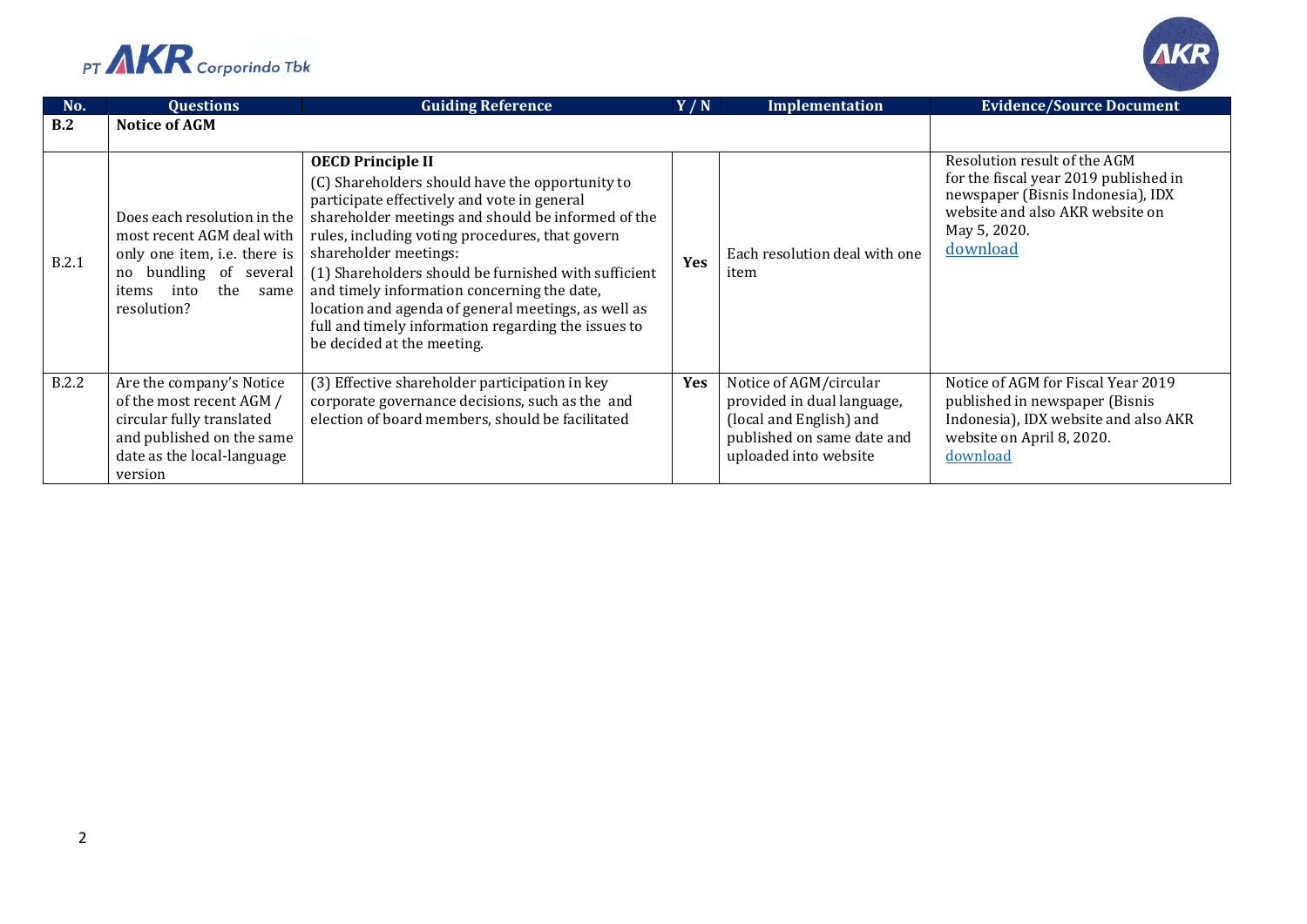| No. | Questions | Guiding Reference | Y / N | Implementation | Evidence/Source Document |
|---|---|---|---|---|---|
| **B.2** | **Notice of AGM** | | | | |
| B.2.1 | Does each resolution in the most recent AGM deal with only one item, i.e. there is no bundling of several items into the same resolution? | **OECD Principle II** (C) Shareholders should have the opportunity to participate effectively and vote in general shareholder meetings and should be informed of the rules, including voting procedures, that govern shareholder meetings: (1) Shareholders should be furnished with sufficient and timely information concerning the date, location and agenda of general meetings, as well as full and timely information regarding the issues to be decided at the meeting. | **Yes** | Each resolution deal with one item | Resolution result of the AGM for the fiscal year 2019 published in newspaper (Bisnis Indonesia), IDX website and also AKR website on May 5, 2020. download |
| B.2.2 | Are the company's Notice of the most recent AGM / circular fully translated and published on the same date as the local-language version | (3) Effective shareholder participation in key corporate governance decisions, such as the and election of board members, should be facilitated | **Yes** | Notice of AGM/circular provided in dual language, (local and English) and published on same date and uploaded into website | Notice of AGM for Fiscal Year 2019 published in newspaper (Bisnis Indonesia), IDX website and also AKR website on April 8, 2020. download |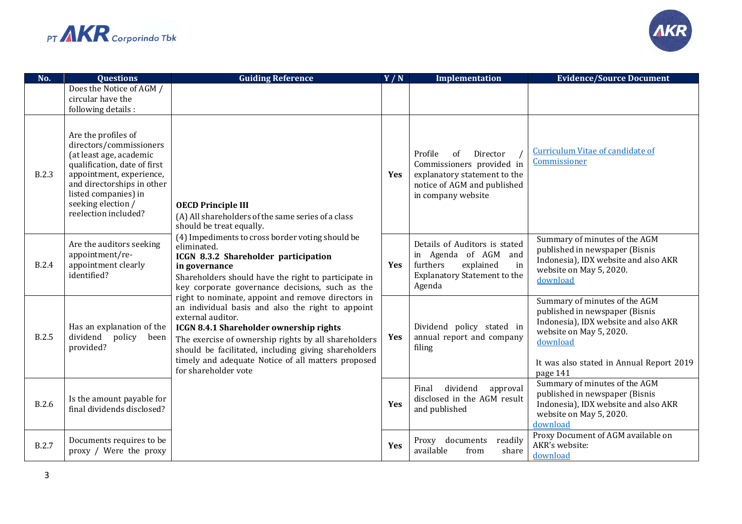| No. | Questions | Guiding Reference | Y / N | Implementation | Evidence/Source Document |
|---|---|---|---|---|---|
| | Does the Notice of AGM / circular have the following details : | | | | |
| B.2.3 | Are the profiles of directors/commissioners (at least age, academic qualification, date of first appointment, experience, and directorships in other listed companies) in seeking election / reelection included? | **OECD Principle III** (A) All shareholders of the same series of a class should be treat equally. (4) Impediments to cross border voting should be eliminated. **ICGN 8.3.2 Shareholder participation in governance** Shareholders should have the right to participate in key corporate governance decisions, such as the right to nominate, appoint and remove directors in an individual basis and also the right to appoint external auditor. **ICGN 8.4.1 Shareholder ownership rights** The exercise of ownership rights by all shareholders should be facilitated, including giving shareholders timely and adequate Notice of all matters proposed for shareholder vote | **Yes** | Profile of Director / Commissioners provided in explanatory statement to the notice of AGM and published in company website | Curriculum Vitae of candidate of Commissioner |
| B.2.4 | Are the auditors seeking appointment/re-appointment clearly identified? | | **Yes** | Details of Auditors is stated in Agenda of AGM and furthers explained in Explanatory Statement to the Agenda | Summary of minutes of the AGM published in newspaper (Bisnis Indonesia), IDX website and also AKR website on May 5, 2020. download |
| B.2.5 | Has an explanation of the dividend policy been provided? | | **Yes** | Dividend policy stated in annual report and company filing | Summary of minutes of the AGM published in newspaper (Bisnis Indonesia), IDX website and also AKR website on May 5, 2020. download<br><br>It was also stated in Annual Report 2019 page 141 |
| B.2.6 | Is the amount payable for final dividends disclosed? | | **Yes** | Final dividend approval disclosed in the AGM result and published | Summary of minutes of the AGM published in newspaper (Bisnis Indonesia), IDX website and also AKR website on May 5, 2020. download |
| B.2.7 | Documents requires to be proxy / Were the proxy | | **Yes** | Proxy documents readily available from share | Proxy Document of AGM available on AKR's website: download |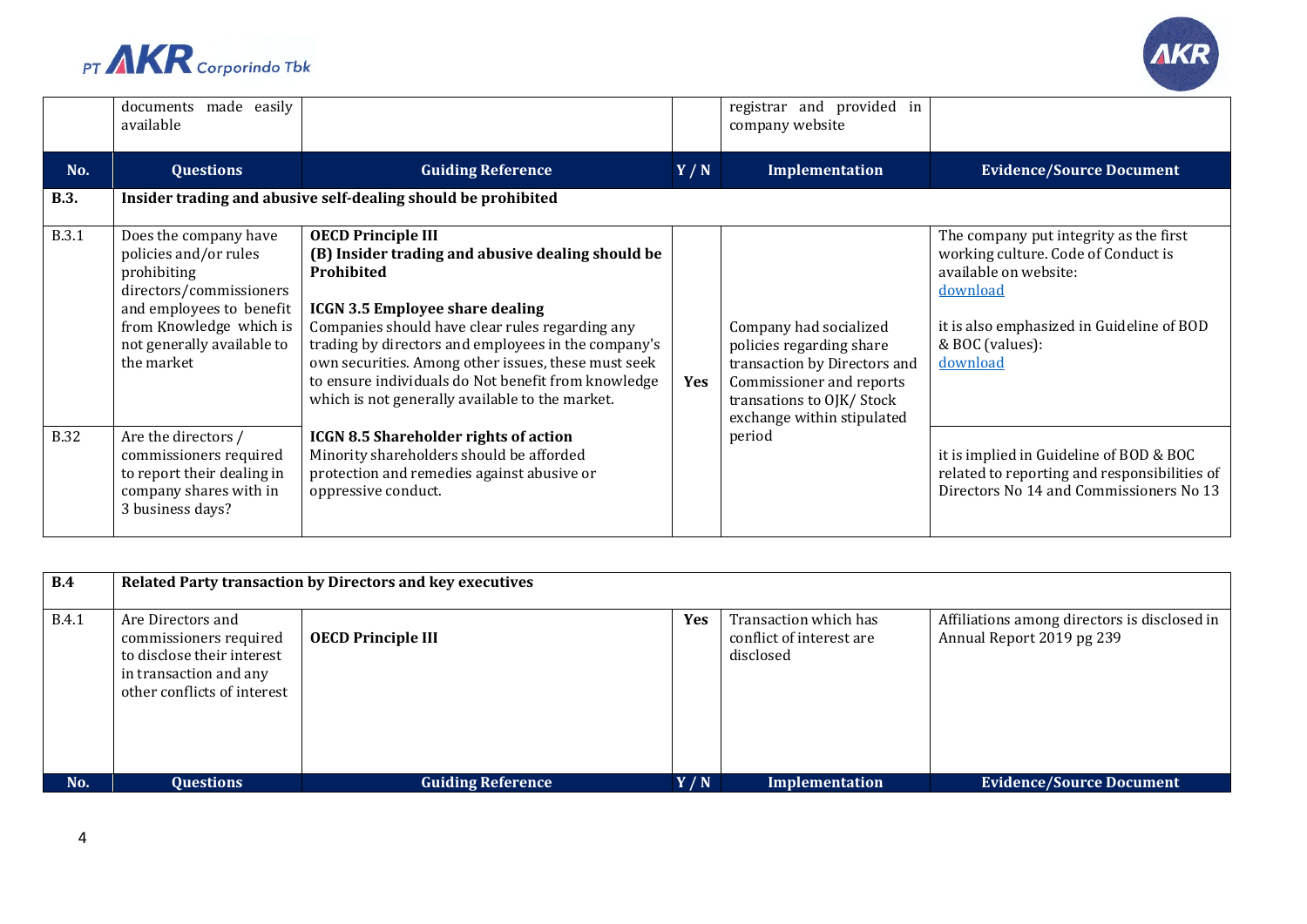| No. | Questions | Guiding Reference | Y / N | Implementation | Evidence/Source Document |
|---|---|---|---|---|---|
| | documents made easily available | | | registrar and provided in company website | |
| **B.3.** | **Insider trading and abusive self-dealing should be prohibited** | | | | |
| B.3.1 | Does the company have policies and/or rules prohibiting directors/commissioners and employees to benefit from Knowledge which is not generally available to the market | **OECD Principle III** **(B) Insider trading and abusive dealing should be Prohibited** **ICGN 3.5 Employee share dealing** Companies should have clear rules regarding any trading by directors and employees in the company's own securities. Among other issues, these must seek to ensure individuals do Not benefit from knowledge which is not generally available to the market. | **Yes** | Company had socialized policies regarding share transaction by Directors and Commissioner and reports transations to OJK/ Stock exchange within stipulated period | The company put integrity as the first working culture. Code of Conduct is available on website: download it is also emphasized in Guideline of BOD & BOC (values): download |
| B.32 | Are the directors / commissioners required to report their dealing in company shares with in 3 business days? | **ICGN 8.5 Shareholder rights of action** Minority shareholders should be afforded protection and remedies against abusive or oppressive conduct. | | | it is implied in Guideline of BOD & BOC related to reporting and responsibilities of Directors No 14 and Commissioners No 13 |

| No. | Questions | Guiding Reference | Y / N | Implementation | Evidence/Source Document |
|---|---|---|---|---|---|
| **B.4** | **Related Party transaction by Directors and key executives** | | | | |
| B.4.1 | Are Directors and commissioners required to disclose their interest in transaction and any other conflicts of interest | **OECD Principle III** | **Yes** | Transaction which has conflict of interest are disclosed | Affiliations among directors is disclosed in Annual Report 2019 pg 239 |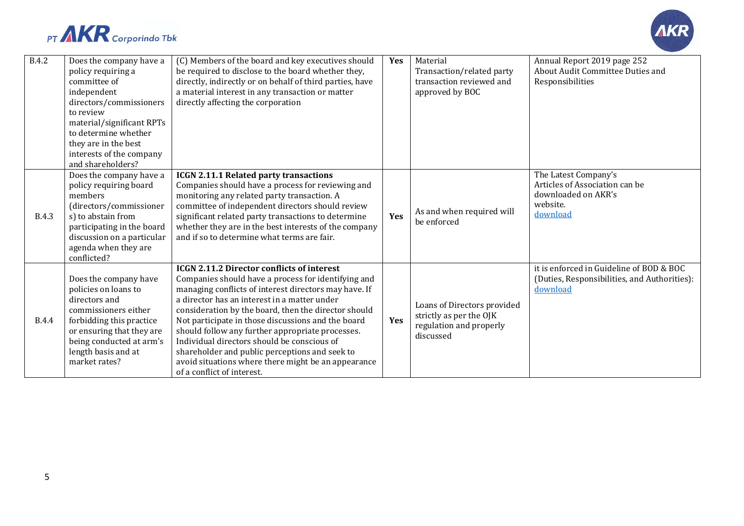| B.4.2 | Does the company have a policy requiring a committee of independent directors/commissioners to review material/significant RPTs to determine whether they are in the best interests of the company and shareholders? | (C) Members of the board and key executives should be required to disclose to the board whether they, directly, indirectly or on behalf of third parties, have a material interest in any transaction or matter directly affecting the corporation | **Yes** | Material Transaction/related party transaction reviewed and approved by BOC | Annual Report 2019 page 252 About Audit Committee Duties and Responsibilities |
|---|---|---|---|---|---|
| B.4.3 | Does the company have a policy requiring board members (directors/commissioners) to abstain from participating in the board discussion on a particular agenda when they are conflicted? | **ICGN 2.11.1 Related party transactions** Companies should have a process for reviewing and monitoring any related party transaction. A committee of independent directors should review significant related party transactions to determine whether they are in the best interests of the company and if so to determine what terms are fair. | **Yes** | As and when required will be enforced | The Latest Company's Articles of Association can be downloaded on AKR's website. download |
| B.4.4 | Does the company have policies on loans to directors and commissioners either forbidding this practice or ensuring that they are being conducted at arm's length basis and at market rates? | **ICGN 2.11.2 Director conflicts of interest** Companies should have a process for identifying and managing conflicts of interest directors may have. If a director has an interest in a matter under consideration by the board, then the director should Not participate in those discussions and the board should follow any further appropriate processes. Individual directors should be conscious of shareholder and public perceptions and seek to avoid situations where there might be an appearance of a conflict of interest. | **Yes** | Loans of Directors provided strictly as per the OJK regulation and properly discussed | it is enforced in Guideline of BOD & BOC (Duties, Responsibilities, and Authorities): download |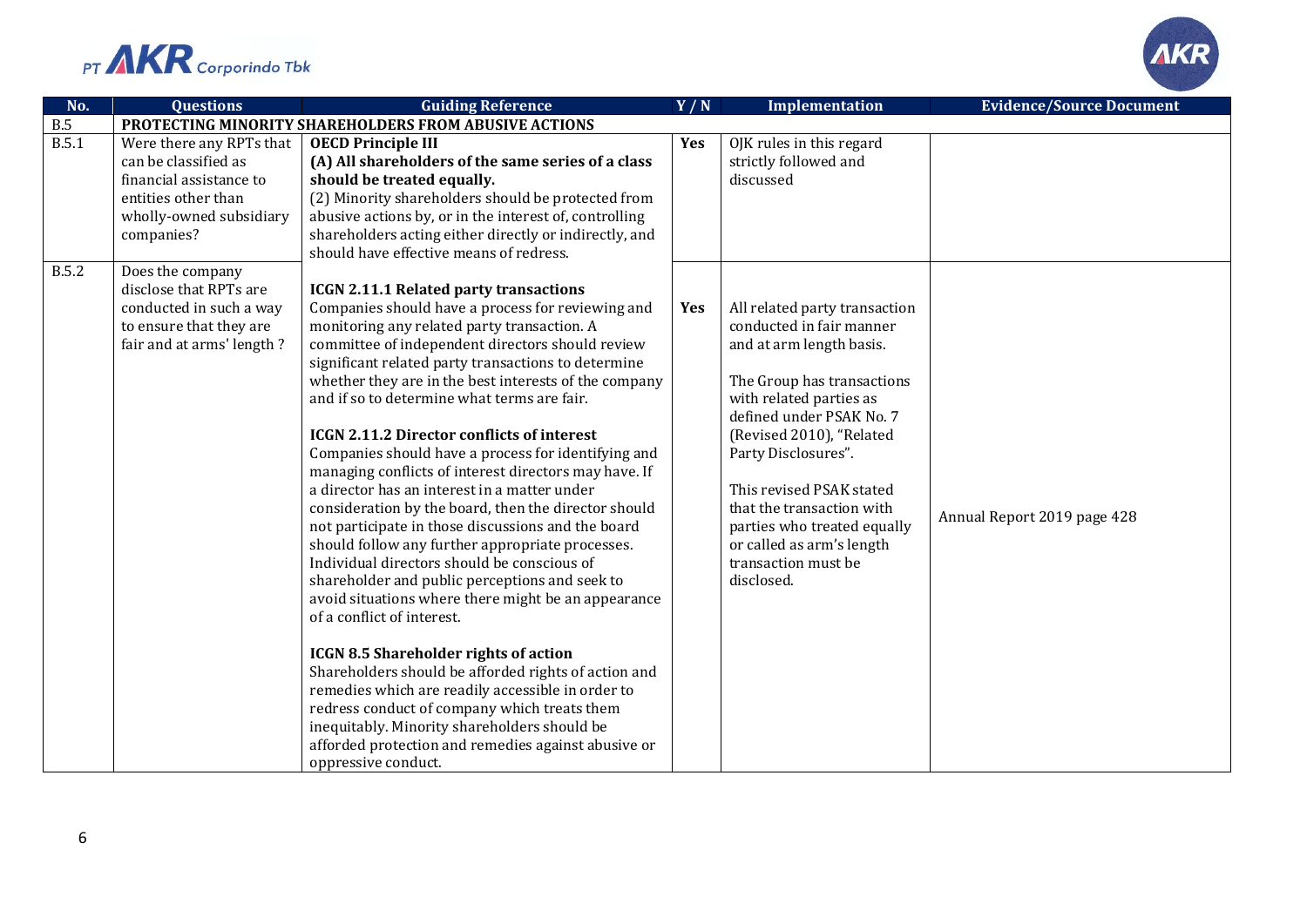| No. | Questions | Guiding Reference | Y / N | Implementation | Evidence/Source Document |
|---|---|---|---|---|---|
| B.5 | **PROTECTING MINORITY SHAREHOLDERS FROM ABUSIVE ACTIONS** | | | | |
| B.5.1 | Were there any RPTs that can be classified as financial assistance to entities other than wholly-owned subsidiary companies? | **OECD Principle III**<br>**(A) All shareholders of the same series of a class should be treated equally.**<br>(2) Minority shareholders should be protected from abusive actions by, or in the interest of, controlling shareholders acting either directly or indirectly, and should have effective means of redress. | **Yes** | OJK rules in this regard strictly followed and discussed | |
| B.5.2 | Does the company disclose that RPTs are conducted in such a way to ensure that they are fair and at arms' length ? | **ICGN 2.11.1 Related party transactions**<br>Companies should have a process for reviewing and monitoring any related party transaction. A committee of independent directors should review significant related party transactions to determine whether they are in the best interests of the company and if so to determine what terms are fair.<br><br>**ICGN 2.11.2 Director conflicts of interest**<br>Companies should have a process for identifying and managing conflicts of interest directors may have. If a director has an interest in a matter under consideration by the board, then the director should not participate in those discussions and the board should follow any further appropriate processes. Individual directors should be conscious of shareholder and public perceptions and seek to avoid situations where there might be an appearance of a conflict of interest.<br><br>**ICGN 8.5 Shareholder rights of action**<br>Shareholders should be afforded rights of action and remedies which are readily accessible in order to redress conduct of company which treats them inequitably. Minority shareholders should be afforded protection and remedies against abusive or oppressive conduct. | **Yes** | All related party transaction conducted in fair manner and at arm length basis.<br><br>The Group has transactions with related parties as defined under PSAK No. 7 (Revised 2010), "Related Party Disclosures".<br><br>This revised PSAK stated that the transaction with parties who treated equally or called as arm's length transaction must be disclosed. | Annual Report 2019 page 428 |